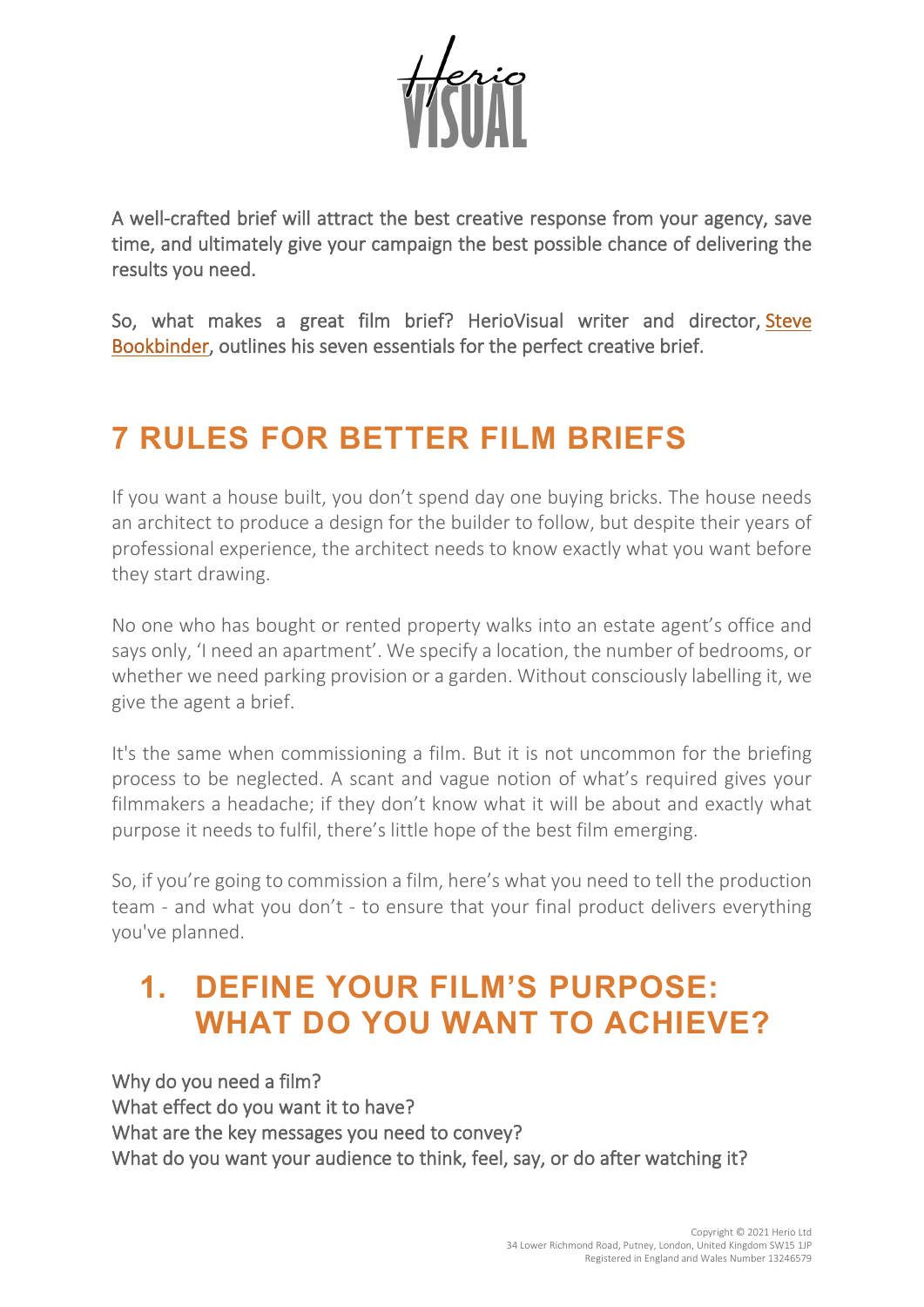A well-crafted brief will attract the best creative response from your agency, save time, and ultimately give your campaign the best possible chance of delivering the results you need.

So, what makes a great film brief? HerioVisual writer and director, Steve Bookbinder, outlines his seven essentials for the perfect creative brief.

# 7 RULES FOR BETTER FILM BRIEFS

If you want a house built, you don't spend day one buying bricks. The house needs an architect to produce a design for the builder to follow, but despite their years of professional experience, the architect needs to know exactly what you want before they start drawing.

No one who has bought or rented property walks into an estate agent's office and says only, 'I need an apartment'. We specify a location, the number of bedrooms, or whether we need parking provision or a garden. Without consciously labelling it, we give the agent a brief.

It's the same when commissioning a film. But it is not uncommon for the briefing process to be neglected. A scant and vague notion of what's required gives your filmmakers a headache; if they don't know what it will be about and exactly what purpose it needs to fulfil, there's little hope of the best film emerging.

So, if you're going to commission a film, here's what you need to tell the production team - and what you don't - to ensure that your final product delivers everything you've planned.

## 1. DEFINE YOUR FILM'S PURPOSE: WHAT DO YOU WANT TO ACHIEVE?

Why do you need a film?
What effect do you want it to have?
What are the key messages you need to convey?
What do you want your audience to think, feel, say, or do after watching it?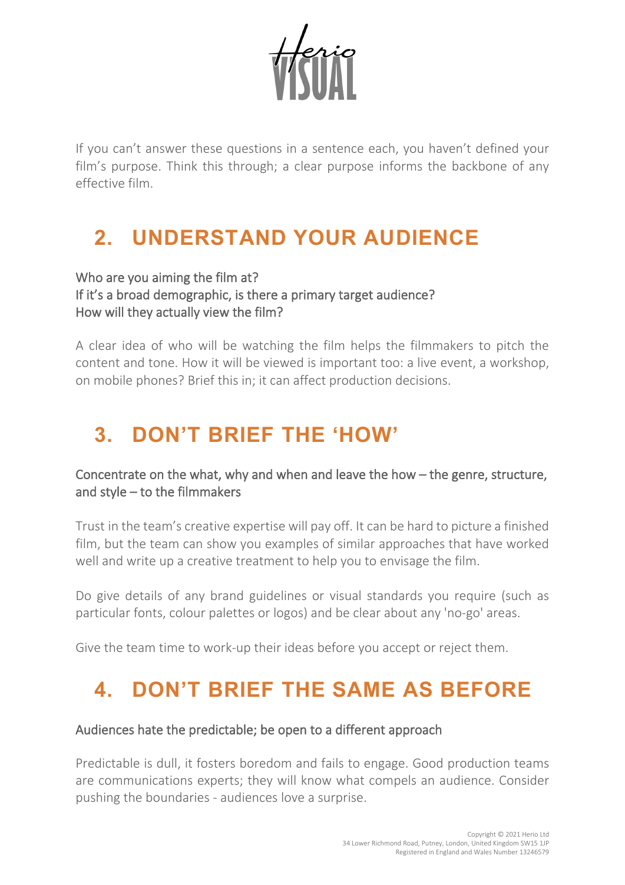If you can't answer these questions in a sentence each, you haven't defined your film's purpose. Think this through; a clear purpose informs the backbone of any effective film.

## 2. UNDERSTAND YOUR AUDIENCE

Who are you aiming the film at?
If it's a broad demographic, is there a primary target audience?
How will they actually view the film?

A clear idea of who will be watching the film helps the filmmakers to pitch the content and tone. How it will be viewed is important too: a live event, a workshop, on mobile phones? Brief this in; it can affect production decisions.

## 3. DON'T BRIEF THE 'HOW'

Concentrate on the what, why and when and leave the how – the genre, structure, and style – to the filmmakers

Trust in the team's creative expertise will pay off. It can be hard to picture a finished film, but the team can show you examples of similar approaches that have worked well and write up a creative treatment to help you to envisage the film.

Do give details of any brand guidelines or visual standards you require (such as particular fonts, colour palettes or logos) and be clear about any 'no-go' areas.

Give the team time to work-up their ideas before you accept or reject them.

## 4. DON'T BRIEF THE SAME AS BEFORE

Audiences hate the predictable; be open to a different approach

Predictable is dull, it fosters boredom and fails to engage. Good production teams are communications experts; they will know what compels an audience. Consider pushing the boundaries - audiences love a surprise.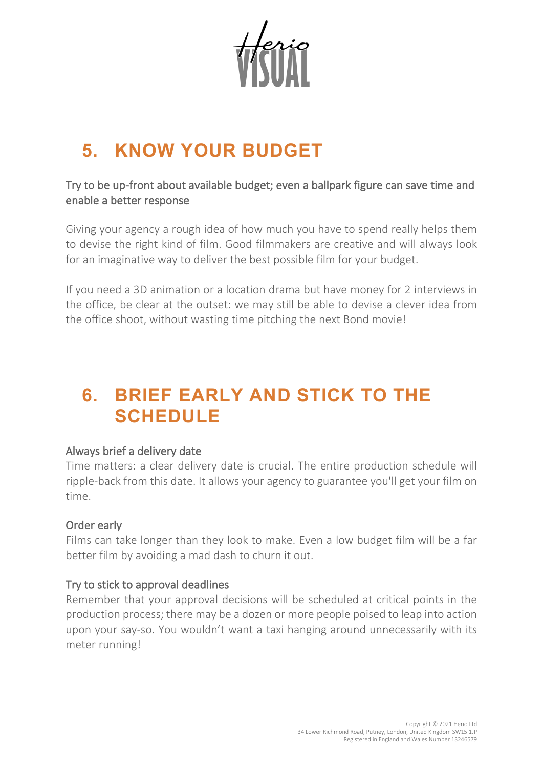## 5. KNOW YOUR BUDGET

### Try to be up-front about available budget; even a ballpark figure can save time and enable a better response

Giving your agency a rough idea of how much you have to spend really helps them to devise the right kind of film. Good filmmakers are creative and will always look for an imaginative way to deliver the best possible film for your budget.

If you need a 3D animation or a location drama but have money for 2 interviews in the office, be clear at the outset: we may still be able to devise a clever idea from the office shoot, without wasting time pitching the next Bond movie!

## 6. BRIEF EARLY AND STICK TO THE SCHEDULE

### Always brief a delivery date

Time matters: a clear delivery date is crucial. The entire production schedule will ripple-back from this date. It allows your agency to guarantee you'll get your film on time.

### Order early

Films can take longer than they look to make. Even a low budget film will be a far better film by avoiding a mad dash to churn it out.

### Try to stick to approval deadlines

Remember that your approval decisions will be scheduled at critical points in the production process; there may be a dozen or more people poised to leap into action upon your say-so. You wouldn't want a taxi hanging around unnecessarily with its meter running!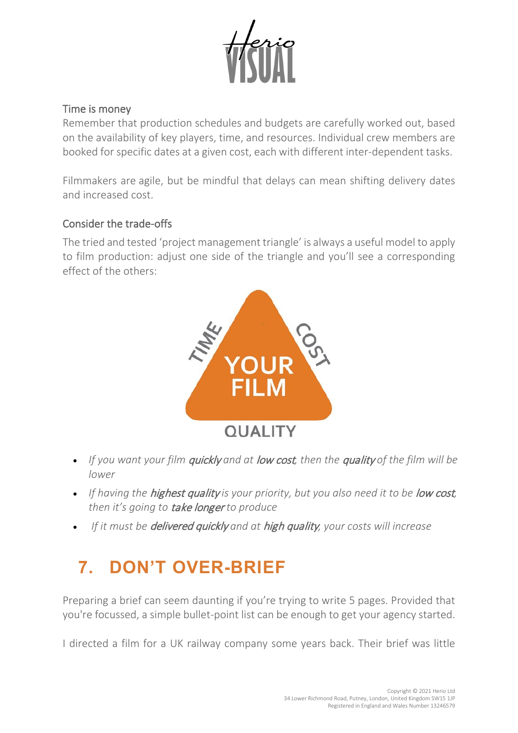### Time is money

Remember that production schedules and budgets are carefully worked out, based on the availability of key players, time, and resources. Individual crew members are booked for specific dates at a given cost, each with different inter-dependent tasks.

Filmmakers are agile, but be mindful that delays can mean shifting delivery dates and increased cost.

### Consider the trade-offs

The tried and tested 'project management triangle' is always a useful model to apply to film production: adjust one side of the triangle and you'll see a corresponding effect of the others:

TIME — COST — QUALITY — YOUR FILM

- *If you want your film **quickly** and at **low cost**, then the **quality** of the film will be lower*
- *If having the **highest quality** is your priority, but you also need it to be **low cost**, then it's going to **take longer** to produce*
- *If it must be **delivered quickly** and at **high quality**, your costs will increase*

## 7. DON'T OVER-BRIEF

Preparing a brief can seem daunting if you're trying to write 5 pages. Provided that you're focussed, a simple bullet-point list can be enough to get your agency started.

I directed a film for a UK railway company some years back. Their brief was little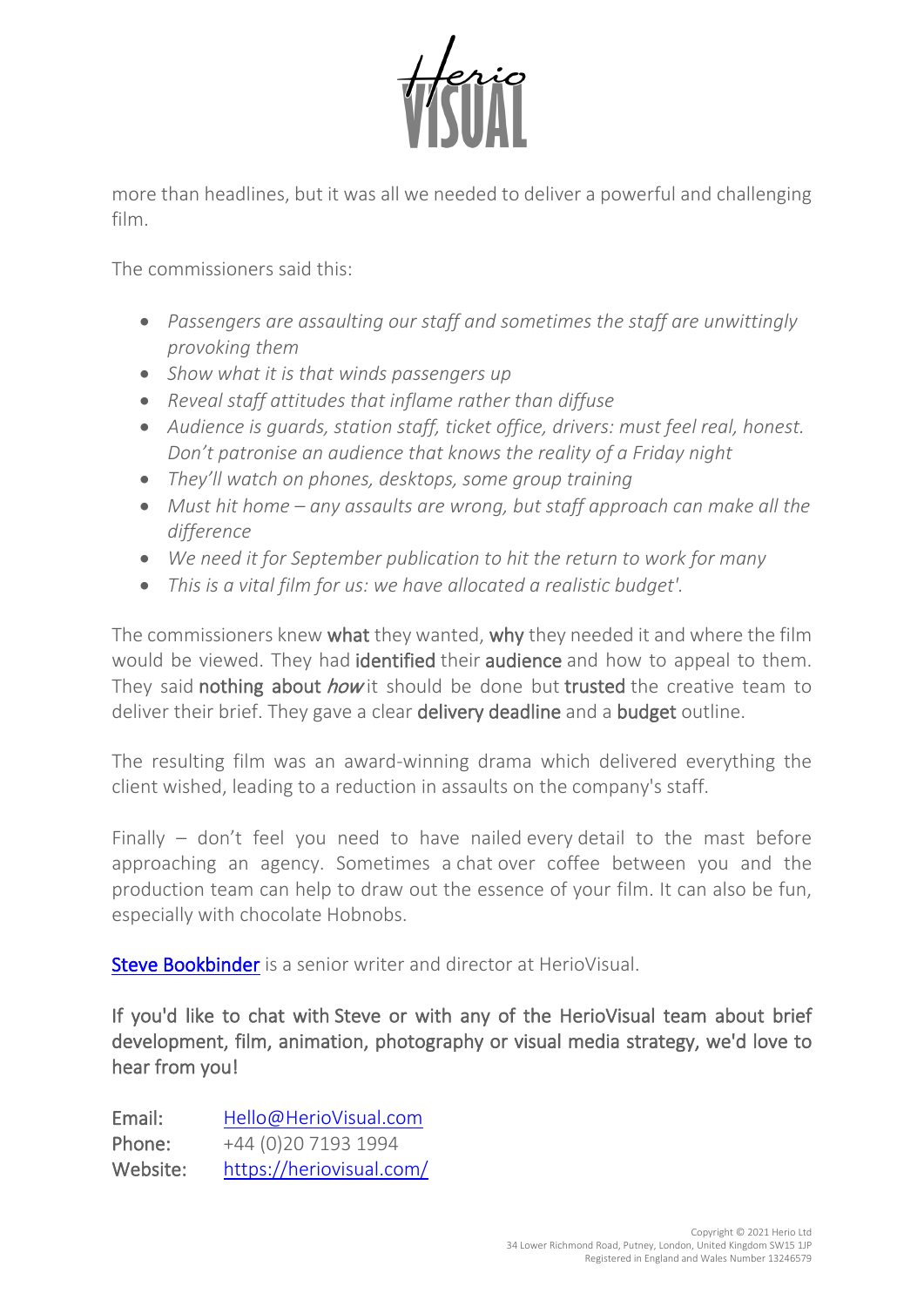more than headlines, but it was all we needed to deliver a powerful and challenging film.

The commissioners said this:

- *Passengers are assaulting our staff and sometimes the staff are unwittingly provoking them*
- *Show what it is that winds passengers up*
- *Reveal staff attitudes that inflame rather than diffuse*
- *Audience is guards, station staff, ticket office, drivers: must feel real, honest. Don't patronise an audience that knows the reality of a Friday night*
- *They'll watch on phones, desktops, some group training*
- *Must hit home – any assaults are wrong, but staff approach can make all the difference*
- *We need it for September publication to hit the return to work for many*
- *This is a vital film for us: we have allocated a realistic budget'.*

The commissioners knew **what** they wanted, **why** they needed it and where the film would be viewed. They had **identified** their **audience** and how to appeal to them. They said **nothing about** ***how*** it should be done but **trusted** the creative team to deliver their brief. They gave a clear **delivery deadline** and a **budget** outline.

The resulting film was an award-winning drama which delivered everything the client wished, leading to a reduction in assaults on the company's staff.

Finally – don't feel you need to have nailed every detail to the mast before approaching an agency. Sometimes a chat over coffee between you and the production team can help to draw out the essence of your film. It can also be fun, especially with chocolate Hobnobs.

**Steve Bookbinder** is a senior writer and director at HerioVisual.

If you'd like to chat with Steve or with any of the HerioVisual team about brief development, film, animation, photography or visual media strategy, we'd love to hear from you!

Email: Hello@HerioVisual.com
Phone: +44 (0)20 7193 1994
Website: https://heriovisual.com/

Copyright © 2021 Herio Ltd
34 Lower Richmond Road, Putney, London, United Kingdom SW15 1JP
Registered in England and Wales Number 13246579